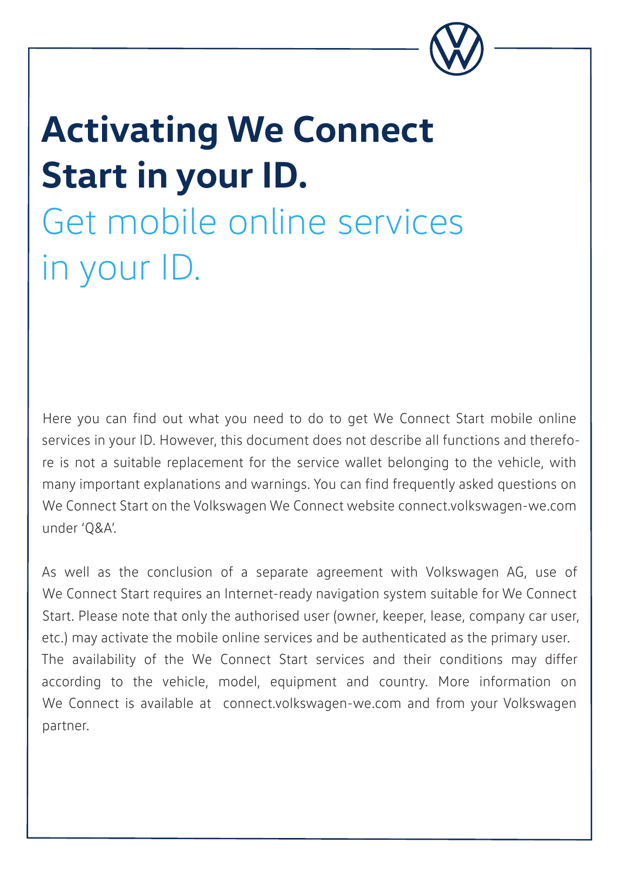# Activating We Connect Start in your ID.

## Get mobile online services in your ID.

Here you can find out what you need to do to get We Connect Start mobile online services in your ID. However, this document does not describe all functions and therefore is not a suitable replacement for the service wallet belonging to the vehicle, with many important explanations and warnings. You can find frequently asked questions on We Connect Start on the Volkswagen We Connect website connect.volkswagen-we.com under 'Q&A'.

As well as the conclusion of a separate agreement with Volkswagen AG, use of We Connect Start requires an Internet-ready navigation system suitable for We Connect Start. Please note that only the authorised user (owner, keeper, lease, company car user, etc.) may activate the mobile online services and be authenticated as the primary user. The availability of the We Connect Start services and their conditions may differ according to the vehicle, model, equipment and country. More information on We Connect is available at connect.volkswagen-we.com and from your Volkswagen partner.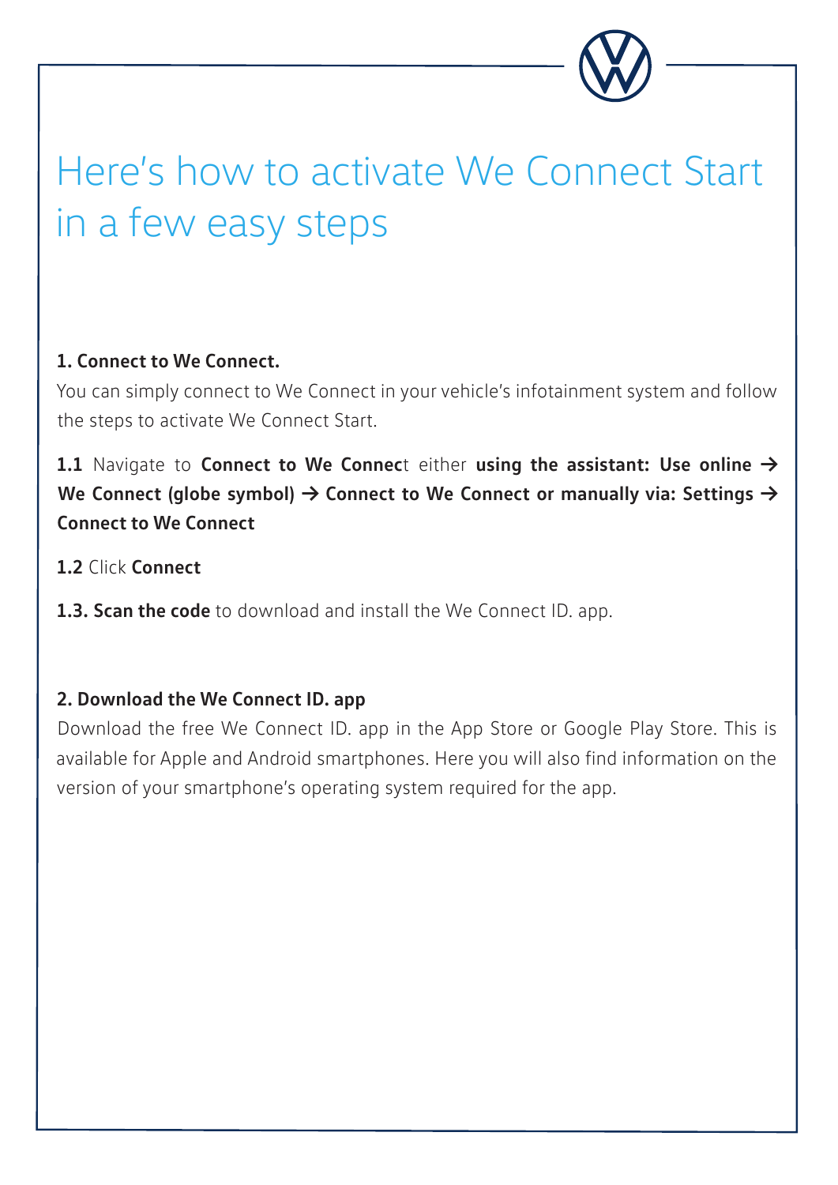# Here's how to activate We Connect Start in a few easy steps

**1. Connect to We Connect.**

You can simply connect to We Connect in your vehicle's infotainment system and follow the steps to activate We Connect Start.

**1.1** Navigate to **Connect to We Connec**t either **using the assistant: Use online → We Connect (globe symbol) → Connect to We Connect or manually via: Settings → Connect to We Connect**

**1.2** Click **Connect**

**1.3. Scan the code** to download and install the We Connect ID. app.

**2. Download the We Connect ID. app**

Download the free We Connect ID. app in the App Store or Google Play Store. This is available for Apple and Android smartphones. Here you will also find information on the version of your smartphone's operating system required for the app.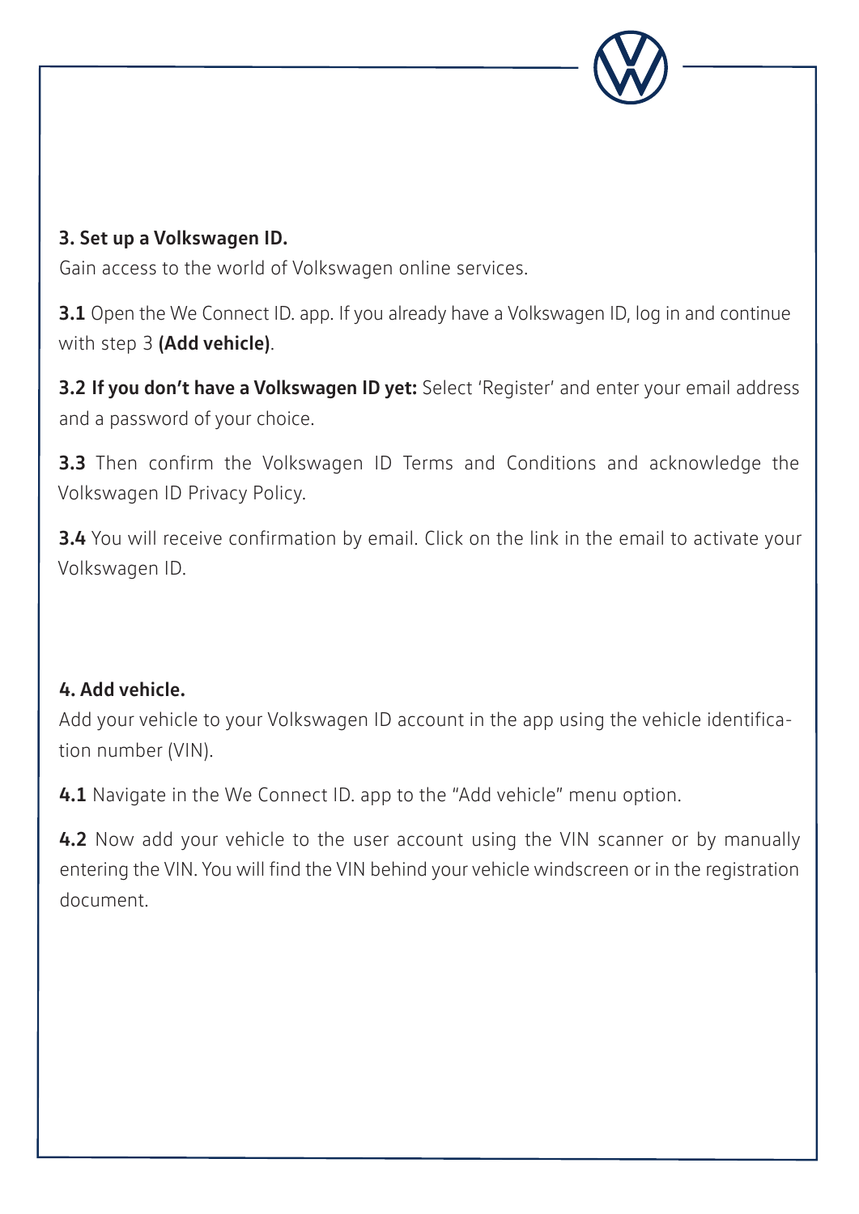**3. Set up a Volkswagen ID.**

Gain access to the world of Volkswagen online services.

**3.1** Open the We Connect ID. app. If you already have a Volkswagen ID, log in and continue with step 3 **(Add vehicle)**.

**3.2 If you don't have a Volkswagen ID yet:** Select 'Register' and enter your email address and a password of your choice.

**3.3** Then confirm the Volkswagen ID Terms and Conditions and acknowledge the Volkswagen ID Privacy Policy.

**3.4** You will receive confirmation by email. Click on the link in the email to activate your Volkswagen ID.

**4. Add vehicle.**

Add your vehicle to your Volkswagen ID account in the app using the vehicle identification number (VIN).

**4.1** Navigate in the We Connect ID. app to the "Add vehicle" menu option.

**4.2** Now add your vehicle to the user account using the VIN scanner or by manually entering the VIN. You will find the VIN behind your vehicle windscreen or in the registration document.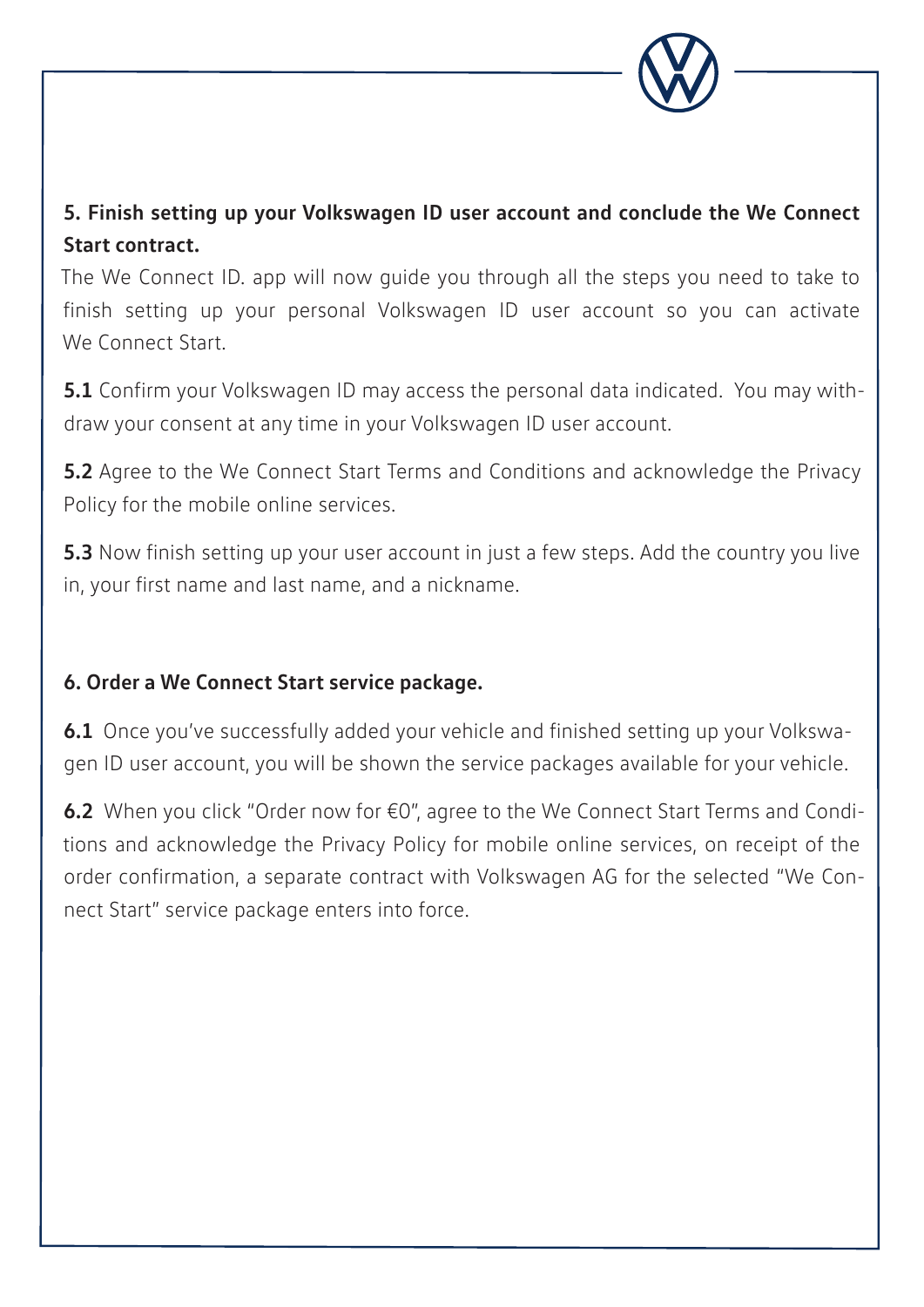## 5. Finish setting up your Volkswagen ID user account and conclude the We Connect Start contract.

The We Connect ID. app will now guide you through all the steps you need to take to finish setting up your personal Volkswagen ID user account so you can activate We Connect Start.

**5.1** Confirm your Volkswagen ID may access the personal data indicated. You may withdraw your consent at any time in your Volkswagen ID user account.

**5.2** Agree to the We Connect Start Terms and Conditions and acknowledge the Privacy Policy for the mobile online services.

**5.3** Now finish setting up your user account in just a few steps. Add the country you live in, your first name and last name, and a nickname.

## 6. Order a We Connect Start service package.

**6.1** Once you've successfully added your vehicle and finished setting up your Volkswagen ID user account, you will be shown the service packages available for your vehicle.

**6.2** When you click "Order now for €0", agree to the We Connect Start Terms and Conditions and acknowledge the Privacy Policy for mobile online services, on receipt of the order confirmation, a separate contract with Volkswagen AG for the selected "We Connect Start" service package enters into force.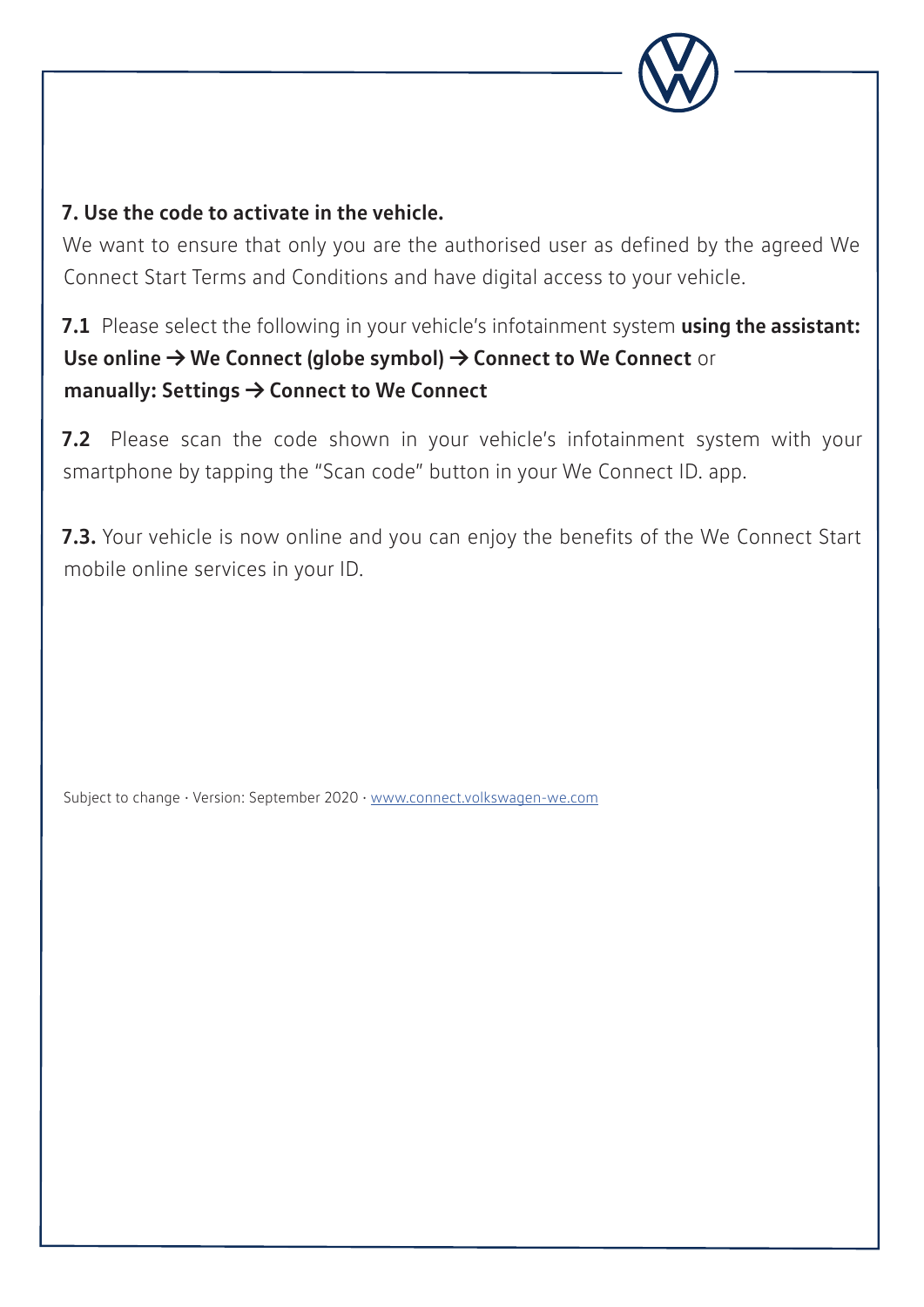**7. Use the code to activate in the vehicle.**

We want to ensure that only you are the authorised user as defined by the agreed We Connect Start Terms and Conditions and have digital access to your vehicle.

**7.1** Please select the following in your vehicle's infotainment system **using the assistant: Use online → We Connect (globe symbol) → Connect to We Connect** or **manually: Settings → Connect to We Connect**

**7.2** Please scan the code shown in your vehicle's infotainment system with your smartphone by tapping the "Scan code" button in your We Connect ID. app.

**7.3.** Your vehicle is now online and you can enjoy the benefits of the We Connect Start mobile online services in your ID.

Subject to change · Version: September 2020 · www.connect.volkswagen-we.com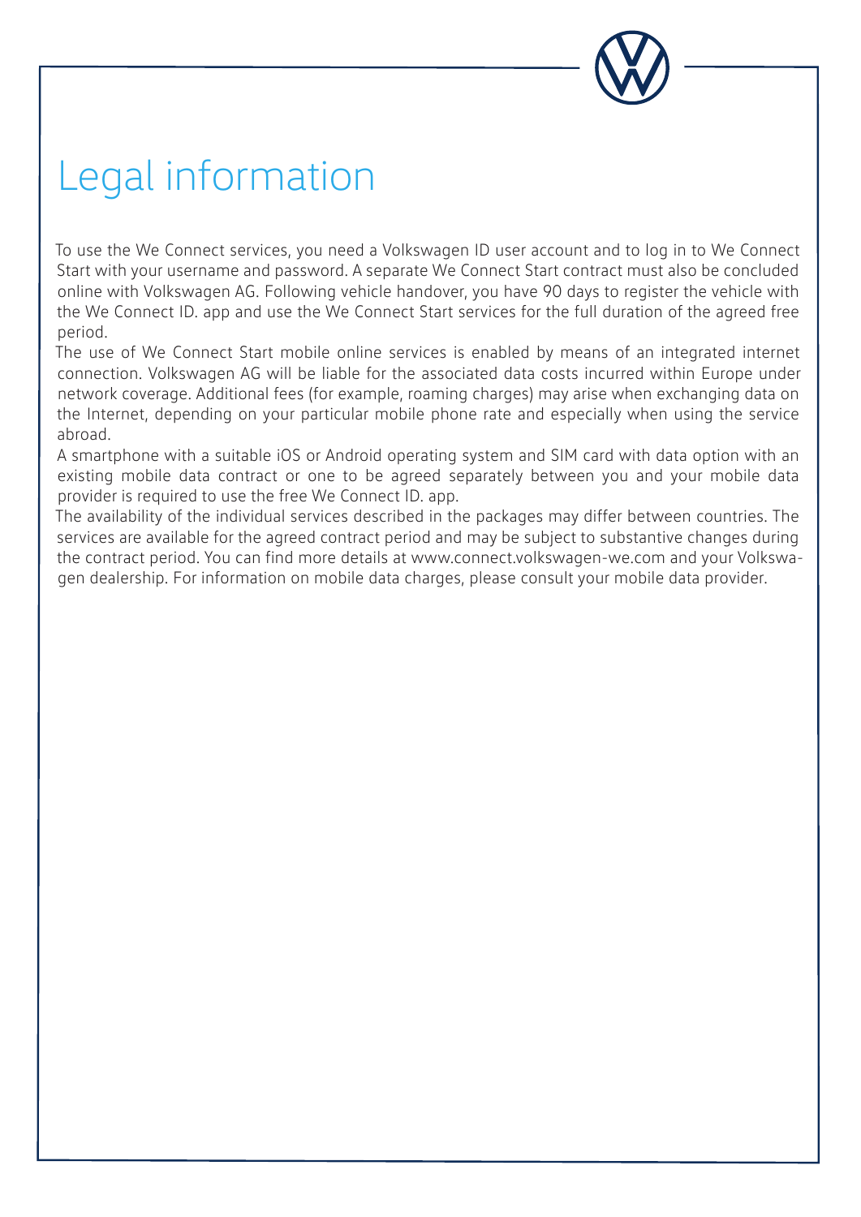# Legal information

To use the We Connect services, you need a Volkswagen ID user account and to log in to We Connect Start with your username and password. A separate We Connect Start contract must also be concluded online with Volkswagen AG. Following vehicle handover, you have 90 days to register the vehicle with the We Connect ID. app and use the We Connect Start services for the full duration of the agreed free period.

The use of We Connect Start mobile online services is enabled by means of an integrated internet connection. Volkswagen AG will be liable for the associated data costs incurred within Europe under network coverage. Additional fees (for example, roaming charges) may arise when exchanging data on the Internet, depending on your particular mobile phone rate and especially when using the service abroad.

A smartphone with a suitable iOS or Android operating system and SIM card with data option with an existing mobile data contract or one to be agreed separately between you and your mobile data provider is required to use the free We Connect ID. app.

The availability of the individual services described in the packages may differ between countries. The services are available for the agreed contract period and may be subject to substantive changes during the contract period. You can find more details at www.connect.volkswagen-we.com and your Volkswagen dealership. For information on mobile data charges, please consult your mobile data provider.